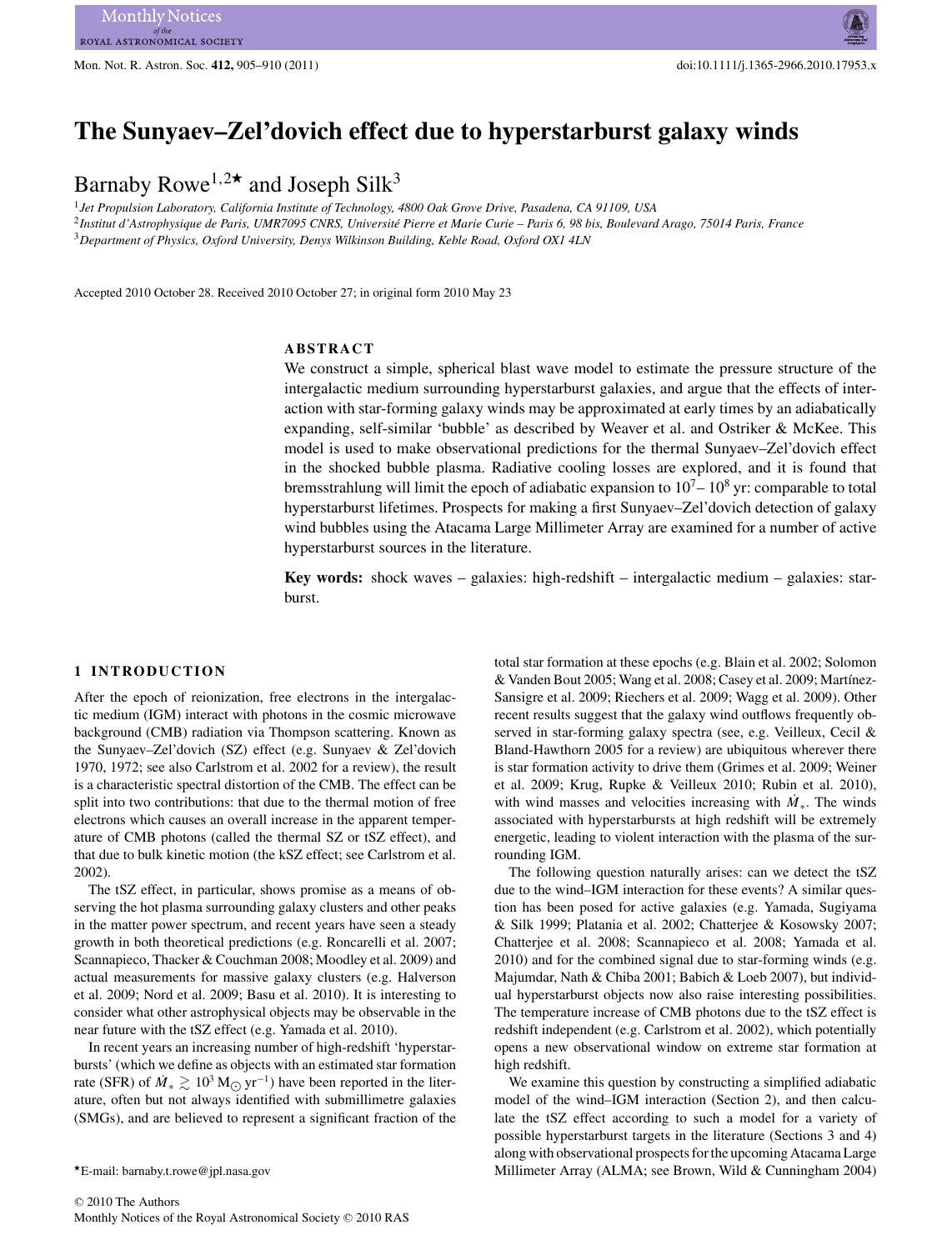# The Sunyaev–Zel'dovich effect due to hyperstarburst galaxy winds

Barnaby Rowe[1,2⋆] and Joseph Silk[3]

[1]*Jet Propulsion Laboratory, California Institute of Technology, 4800 Oak Grove Drive, Pasadena, CA 91109, USA*

[2]*Institut d'Astrophysique de Paris, UMR7095 CNRS, Université Pierre et Marie Curie – Paris 6, 98 bis, Boulevard Arago, 75014 Paris, France*

[3]*Department of Physics, Oxford University, Denys Wilkinson Building, Keble Road, Oxford OX1 4LN*

Accepted 2010 October 28. Received 2010 October 27; in original form 2010 May 23

## ABSTRACT

We construct a simple, spherical blast wave model to estimate the pressure structure of the intergalactic medium surrounding hyperstarburst galaxies, and argue that the effects of interaction with star-forming galaxy winds may be approximated at early times by an adiabatically expanding, self-similar 'bubble' as described by Weaver et al. and Ostriker & McKee. This model is used to make observational predictions for the thermal Sunyaev–Zel'dovich effect in the shocked bubble plasma. Radiative cooling losses are explored, and it is found that bremsstrahlung will limit the epoch of adiabatic expansion to $10^7$– $10^8$ yr: comparable to total hyperstarburst lifetimes. Prospects for making a first Sunyaev–Zel'dovich detection of galaxy wind bubbles using the Atacama Large Millimeter Array are examined for a number of active hyperstarburst sources in the literature.

**Key words:** shock waves – galaxies: high-redshift – intergalactic medium – galaxies: starburst.

## 1 INTRODUCTION

After the epoch of reionization, free electrons in the intergalactic medium (IGM) interact with photons in the cosmic microwave background (CMB) radiation via Thompson scattering. Known as the Sunyaev–Zel'dovich (SZ) effect (e.g. Sunyaev & Zel'dovich 1970, 1972; see also Carlstrom et al. 2002 for a review), the result is a characteristic spectral distortion of the CMB. The effect can be split into two contributions: that due to the thermal motion of free electrons which causes an overall increase in the apparent temperature of CMB photons (called the thermal SZ or tSZ effect), and that due to bulk kinetic motion (the kSZ effect; see Carlstrom et al. 2002).

The tSZ effect, in particular, shows promise as a means of observing the hot plasma surrounding galaxy clusters and other peaks in the matter power spectrum, and recent years have seen a steady growth in both theoretical predictions (e.g. Roncarelli et al. 2007; Scannapieco, Thacker & Couchman 2008; Moodley et al. 2009) and actual measurements for massive galaxy clusters (e.g. Halverson et al. 2009; Nord et al. 2009; Basu et al. 2010). It is interesting to consider what other astrophysical objects may be observable in the near future with the tSZ effect (e.g. Yamada et al. 2010).

In recent years an increasing number of high-redshift 'hyperstarbursts' (which we define as objects with an estimated star formation rate (SFR) of $\dot{M}_* \gtrsim 10^3\,\mathrm{M}_\odot\,\mathrm{yr}^{-1}$) have been reported in the literature, often but not always identified with submillimetre galaxies (SMGs), and are believed to represent a significant fraction of the total star formation at these epochs (e.g. Blain et al. 2002; Solomon & Vanden Bout 2005; Wang et al. 2008; Casey et al. 2009; Martínez-Sansigre et al. 2009; Riechers et al. 2009; Wagg et al. 2009). Other recent results suggest that the galaxy wind outflows frequently observed in star-forming galaxy spectra (see, e.g. Veilleux, Cecil & Bland-Hawthorn 2005 for a review) are ubiquitous wherever there is star formation activity to drive them (Grimes et al. 2009; Weiner et al. 2009; Krug, Rupke & Veilleux 2010; Rubin et al. 2010), with wind masses and velocities increasing with $\dot{M}_*$. The winds associated with hyperstarbursts at high redshift will be extremely energetic, leading to violent interaction with the plasma of the surrounding IGM.

The following question naturally arises: can we detect the tSZ due to the wind–IGM interaction for these events? A similar question has been posed for active galaxies (e.g. Yamada, Sugiyama & Silk 1999; Platania et al. 2002; Chatterjee & Kosowsky 2007; Chatterjee et al. 2008; Scannapieco et al. 2008; Yamada et al. 2010) and for the combined signal due to star-forming winds (e.g. Majumdar, Nath & Chiba 2001; Babich & Loeb 2007), but individual hyperstarburst objects now also raise interesting possibilities. The temperature increase of CMB photons due to the tSZ effect is redshift independent (e.g. Carlstrom et al. 2002), which potentially opens a new observational window on extreme star formation at high redshift.

We examine this question by constructing a simplified adiabatic model of the wind–IGM interaction (Section 2), and then calculate the tSZ effect according to such a model for a variety of possible hyperstarburst targets in the literature (Sections 3 and 4) along with observational prospects for the upcoming Atacama Large Millimeter Array (ALMA; see Brown, Wild & Cunningham 2004)

⋆E-mail: barnaby.t.rowe@jpl.nasa.gov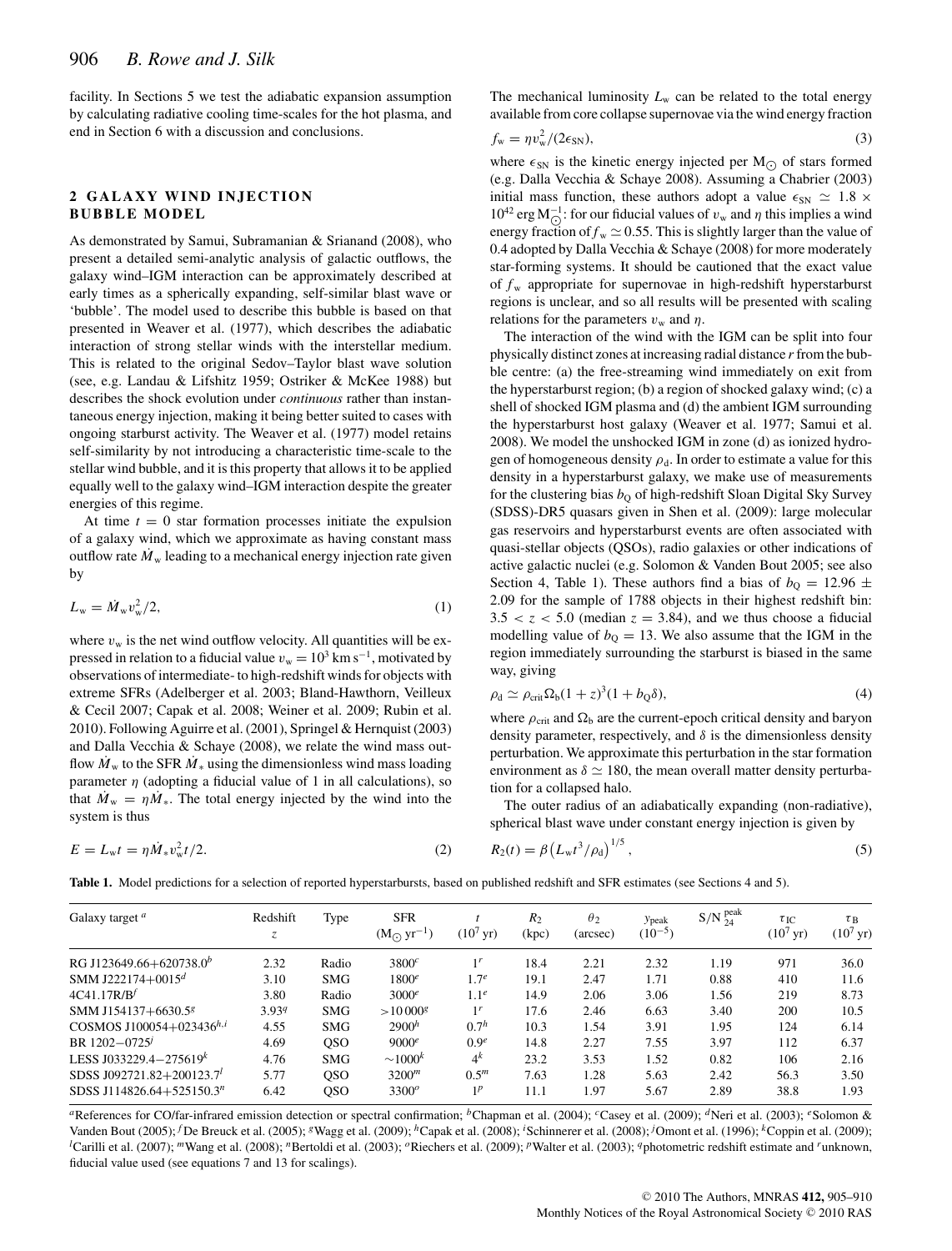facility. In Sections 5 we test the adiabatic expansion assumption by calculating radiative cooling time-scales for the hot plasma, and end in Section 6 with a discussion and conclusions.

## 2 GALAXY WIND INJECTION BUBBLE MODEL

As demonstrated by Samui, Subramanian & Srianand (2008), who present a detailed semi-analytic analysis of galactic outflows, the galaxy wind–IGM interaction can be approximately described at early times as a spherically expanding, self-similar blast wave or 'bubble'. The model used to describe this bubble is based on that presented in Weaver et al. (1977), which describes the adiabatic interaction of strong stellar winds with the interstellar medium. This is related to the original Sedov–Taylor blast wave solution (see, e.g. Landau & Lifshitz 1959; Ostriker & McKee 1988) but describes the shock evolution under *continuous* rather than instantaneous energy injection, making it being better suited to cases with ongoing starburst activity. The Weaver et al. (1977) model retains self-similarity by not introducing a characteristic time-scale to the stellar wind bubble, and it is this property that allows it to be applied equally well to the galaxy wind–IGM interaction despite the greater energies of this regime.

At time $t = 0$ star formation processes initiate the expulsion of a galaxy wind, which we approximate as having constant mass outflow rate $\dot{M}_{\rm w}$ leading to a mechanical energy injection rate given by

$$L_{\rm w} = \dot{M}_{\rm w} v_{\rm w}^2 / 2, \tag{1}$$

where $v_{\rm w}$ is the net wind outflow velocity. All quantities will be expressed in relation to a fiducial value $v_{\rm w} = 10^3\,{\rm km\,s^{-1}}$, motivated by observations of intermediate- to high-redshift winds for objects with extreme SFRs (Adelberger et al. 2003; Bland-Hawthorn, Veilleux & Cecil 2007; Capak et al. 2008; Weiner et al. 2009; Rubin et al. 2010). Following Aguirre et al. (2001), Springel & Hernquist (2003) and Dalla Vecchia & Schaye (2008), we relate the wind mass outflow $\dot{M}_{\rm w}$ to the SFR $\dot{M}_*$ using the dimensionless wind mass loading parameter $\eta$ (adopting a fiducial value of 1 in all calculations), so that $\dot{M}_{\rm w} = \eta \dot{M}_*$. The total energy injected by the wind into the system is thus

$$E = L_{\rm w} t = \eta \dot{M}_* v_{\rm w}^2 t / 2. \tag{2}$$

The mechanical luminosity $L_{\rm w}$ can be related to the total energy available from core collapse supernovae via the wind energy fraction

$$f_{\rm w} = \eta v_{\rm w}^2 / (2\epsilon_{\rm SN}), \tag{3}$$

where $\epsilon_{\rm SN}$ is the kinetic energy injected per ${\rm M_\odot}$ of stars formed (e.g. Dalla Vecchia & Schaye 2008). Assuming a Chabrier (2003) initial mass function, these authors adopt a value $\epsilon_{\rm SN} \simeq 1.8 \times 10^{42}\,{\rm erg\,M_\odot^{-1}}$: for our fiducial values of $v_{\rm w}$ and $\eta$ this implies a wind energy fraction of $f_{\rm w} \simeq 0.55$. This is slightly larger than the value of 0.4 adopted by Dalla Vecchia & Schaye (2008) for more moderately star-forming systems. It should be cautioned that the exact value of $f_{\rm w}$ appropriate for supernovae in high-redshift hyperstarburst regions is unclear, and so all results will be presented with scaling relations for the parameters $v_{\rm w}$ and $\eta$.

The interaction of the wind with the IGM can be split into four physically distinct zones at increasing radial distance $r$ from the bubble centre: (a) the free-streaming wind immediately on exit from the hyperstarburst region; (b) a region of shocked galaxy wind; (c) a shell of shocked IGM plasma and (d) the ambient IGM surrounding the hyperstarburst host galaxy (Weaver et al. 1977; Samui et al. 2008). We model the unshocked IGM in zone (d) as ionized hydrogen of homogeneous density $\rho_{\rm d}$. In order to estimate a value for this density in a hyperstarburst galaxy, we make use of measurements for the clustering bias $b_{\rm Q}$ of high-redshift Sloan Digital Sky Survey (SDSS)-DR5 quasars given in Shen et al. (2009): large molecular gas reservoirs and hyperstarburst events are often associated with quasi-stellar objects (QSOs), radio galaxies or other indications of active galactic nuclei (e.g. Solomon & Vanden Bout 2005; see also Section 4, Table 1). These authors find a bias of $b_{\rm Q} = 12.96 \pm 2.09$ for the sample of 1788 objects in their highest redshift bin: $3.5 < z < 5.0$ (median $z = 3.84$), and we thus choose a fiducial modelling value of $b_{\rm Q} = 13$. We also assume that the IGM in the region immediately surrounding the starburst is biased in the same way, giving

$$\rho_{\rm d} \simeq \rho_{\rm crit} \Omega_{\rm b} (1 + z)^3 (1 + b_{\rm Q} \delta), \tag{4}$$

where $\rho_{\rm crit}$ and $\Omega_{\rm b}$ are the current-epoch critical density and baryon density parameter, respectively, and $\delta$ is the dimensionless density perturbation. We approximate this perturbation in the star formation environment as $\delta \simeq 180$, the mean overall matter density perturbation for a collapsed halo.

The outer radius of an adiabatically expanding (non-radiative), spherical blast wave under constant energy injection is given by

$$R_2(t) = \beta \left( L_{\rm w} t^3 / \rho_{\rm d} \right)^{1/5}, \tag{5}$$

**Table 1.** Model predictions for a selection of reported hyperstarbursts, based on published redshift and SFR estimates (see Sections 4 and 5).

| Galaxy target [a] | Redshift $z$ | Type | SFR (${\rm M_\odot\,yr^{-1}}$) | $t$ ($10^7$ yr) | $R_2$ (kpc) | $\theta_2$ (arcsec) | $y_{\rm peak}$ ($10^{-5}$) | ${\rm S/N}_{24}^{\rm peak}$ | $\tau_{\rm IC}$ ($10^7$ yr) | $\tau_{\rm B}$ ($10^7$ yr) |
|---|---|---|---|---|---|---|---|---|---|---|
| RG J123649.66+620738.0[b] | 2.32 | Radio | 3800[c] | 1[r] | 18.4 | 2.21 | 2.32 | 1.19 | 971 | 36.0 |
| SMM J222174+0015[d] | 3.10 | SMG | 1800[e] | 1.7[e] | 19.1 | 2.47 | 1.71 | 0.88 | 410 | 11.6 |
| 4C41.17RB/F[f] | 3.80 | Radio | 3000[e] | 1.1[e] | 14.9 | 2.06 | 3.06 | 1.56 | 219 | 8.73 |
| SMM J154137+6630.5[g] | 3.93[q] | SMG | >10 000[g] | 1[r] | 17.6 | 2.46 | 6.63 | 3.40 | 200 | 10.5 |
| COSMOS J100054+023436[h,i] | 4.55 | SMG | 2900[h] | 0.7[h] | 10.3 | 1.54 | 3.91 | 1.95 | 124 | 6.14 |
| BR 1202−0725[j] | 4.69 | QSO | 9000[e] | 0.9[e] | 14.8 | 2.27 | 7.55 | 3.97 | 112 | 6.37 |
| LESS J033229.4−275619[k] | 4.76 | SMG | ~1000[k] | 4[k] | 23.2 | 3.53 | 1.52 | 0.82 | 106 | 2.16 |
| SDSS J092721.82+200123.7[l] | 5.77 | QSO | 3200[m] | 0.5[m] | 7.63 | 1.28 | 5.63 | 2.42 | 56.3 | 3.50 |
| SDSS J114826.64+525150.3[n] | 6.42 | QSO | 3300[o] | 1[p] | 11.1 | 1.97 | 5.67 | 2.89 | 38.8 | 1.93 |

[a]References for CO/far-infrared emission detection or spectral confirmation; [b]Chapman et al. (2004); [c]Casey et al. (2009); [d]Neri et al. (2003); [e]Solomon & Vanden Bout (2005); [f]De Breuck et al. (2005); [g]Wagg et al. (2009); [h]Capak et al. (2008); [i]Schinnerer et al. (2008); [j]Omont et al. (1996); [k]Coppin et al. (2009); [l]Carilli et al. (2007); [m]Wang et al. (2008); [n]Bertoldi et al. (2003); [o]Riechers et al. (2009); [p]Walter et al. (2003); [q]photometric redshift estimate and [r]unknown, fiducial value used (see equations 7 and 13 for scalings).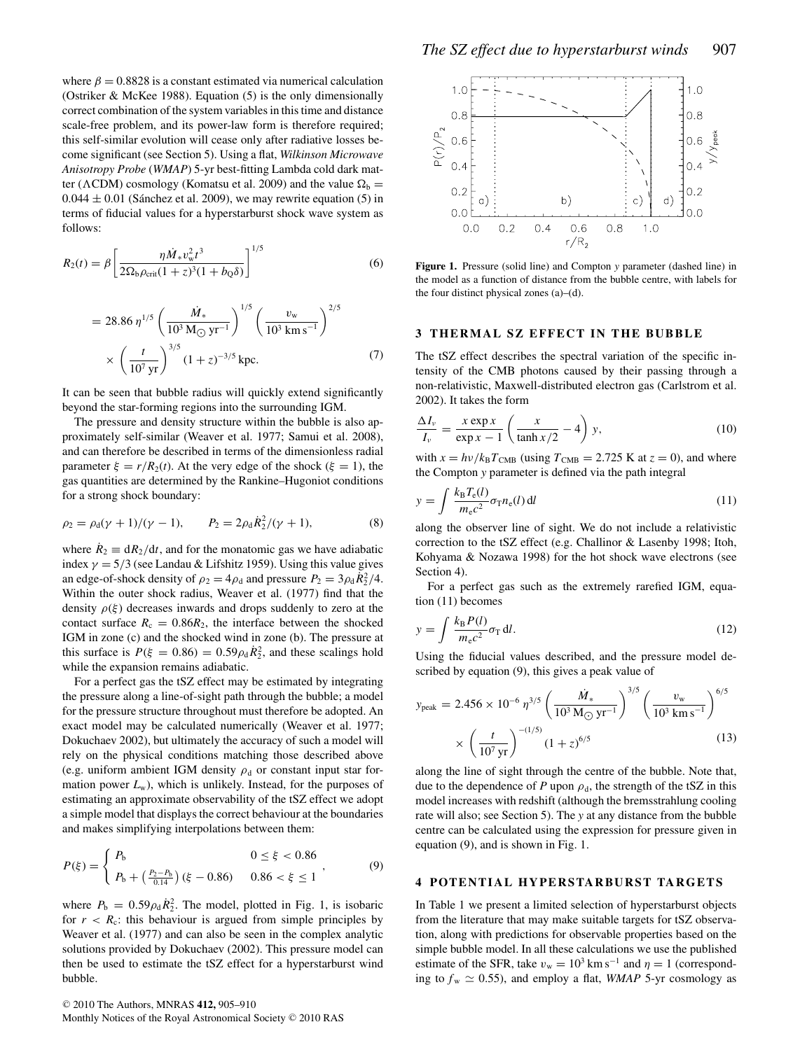where $\beta = 0.8828$ is a constant estimated via numerical calculation (Ostriker & McKee 1988). Equation (5) is the only dimensionally correct combination of the system variables in this time and distance scale-free problem, and its power-law form is therefore required; this self-similar evolution will cease only after radiative losses become significant (see Section 5). Using a flat, *Wilkinson Microwave Anisotropy Probe* (*WMAP*) 5-yr best-fitting Lambda cold dark matter ($\Lambda$CDM) cosmology (Komatsu et al. 2009) and the value $\Omega_{\rm b} = 0.044 \pm 0.01$ (Sánchez et al. 2009), we may rewrite equation (5) in terms of fiducial values for a hyperstarburst shock wave system as follows:

$$R_2(t) = \beta \left[ \frac{\eta \dot{M}_* v_{\rm w}^2 t^3}{2\Omega_{\rm b}\rho_{\rm crit}(1+z)^3(1+b_{\rm Q}\delta)} \right]^{1/5} \tag{6}$$

$$= 28.86\, \eta^{1/5} \left( \frac{\dot{M}_*}{10^3\,{\rm M}_\odot\,{\rm yr}^{-1}} \right)^{1/5} \left( \frac{v_{\rm w}}{10^3\,{\rm km\,s}^{-1}} \right)^{2/5} \times \left( \frac{t}{10^7\,{\rm yr}} \right)^{3/5} (1+z)^{-3/5}\,{\rm kpc}. \tag{7}$$

It can be seen that bubble radius will quickly extend significantly beyond the star-forming regions into the surrounding IGM.

The pressure and density structure within the bubble is also approximately self-similar (Weaver et al. 1977; Samui et al. 2008), and can therefore be described in terms of the dimensionless radial parameter $\xi = r/R_2(t)$. At the very edge of the shock ($\xi = 1$), the gas quantities are determined by the Rankine–Hugoniot conditions for a strong shock boundary:

$$\rho_2 = \rho_{\rm d}(\gamma+1)/(\gamma-1), \qquad P_2 = 2\rho_{\rm d}\dot{R}_2^2/(\gamma+1), \tag{8}$$

where $\dot{R}_2 \equiv {\rm d}R_2/{\rm d}t$, and for the monatomic gas we have adiabatic index $\gamma = 5/3$ (see Landau & Lifshitz 1959). Using this value gives an edge-of-shock density of $\rho_2 = 4\rho_{\rm d}$ and pressure $P_2 = 3\rho_{\rm d}\dot{R}_2^2/4$. Within the outer shock radius, Weaver et al. (1977) find that the density $\rho(\xi)$ decreases inwards and drops suddenly to zero at the contact surface $R_{\rm c} = 0.86R_2$, the interface between the shocked IGM in zone (c) and the shocked wind in zone (b). The pressure at this surface is $P(\xi = 0.86) = 0.59\rho_{\rm d}\dot{R}_2^2$, and these scalings hold while the expansion remains adiabatic.

For a perfect gas the tSZ effect may be estimated by integrating the pressure along a line-of-sight path through the bubble; a model for the pressure structure throughout must therefore be adopted. An exact model may be calculated numerically (Weaver et al. 1977; Dokuchaev 2002), but ultimately the accuracy of such a model will rely on the physical conditions matching those described above (e.g. uniform ambient IGM density $\rho_{\rm d}$ or constant input star formation power $L_{\rm w}$), which is unlikely. Instead, for the purposes of estimating an approximate observability of the tSZ effect we adopt a simple model that displays the correct behaviour at the boundaries and makes simplifying interpolations between them:

$$P(\xi) = \begin{cases} P_{\rm b} & 0 \le \xi < 0.86 \\ P_{\rm b} + \left(\frac{P_2 - P_{\rm b}}{0.14}\right)(\xi - 0.86) & 0.86 < \xi \le 1 \end{cases}, \tag{9}$$

where $P_{\rm b} = 0.59\rho_{\rm d}\dot{R}_2^2$. The model, plotted in Fig. 1, is isobaric for $r < R_{\rm c}$: this behaviour is argued from simple principles by Weaver et al. (1977) and can also be seen in the complex analytic solutions provided by Dokuchaev (2002). This pressure model can then be used to estimate the tSZ effect for a hyperstarburst wind bubble.

**Figure 1.** Pressure (solid line) and Compton $y$ parameter (dashed line) in the model as a function of distance from the bubble centre, with labels for the four distinct physical zones (a)–(d).

## 3 THERMAL SZ EFFECT IN THE BUBBLE

The tSZ effect describes the spectral variation of the specific intensity of the CMB photons caused by their passing through a non-relativistic, Maxwell-distributed electron gas (Carlstrom et al. 2002). It takes the form

$$\frac{\Delta I_\nu}{I_\nu} = \frac{x \exp x}{\exp x - 1} \left( \frac{x}{\tanh x/2} - 4 \right) y, \tag{10}$$

with $x = h\nu/k_{\rm B}T_{\rm CMB}$ (using $T_{\rm CMB} = 2.725$ K at $z = 0$), and where the Compton $y$ parameter is defined via the path integral

$$y = \int \frac{k_{\rm B}T_{\rm e}(l)}{m_{\rm e}c^2} \sigma_{\rm T} n_{\rm e}(l)\,{\rm d}l \tag{11}$$

along the observer line of sight. We do not include a relativistic correction to the tSZ effect (e.g. Challinor & Lasenby 1998; Itoh, Kohyama & Nozawa 1998) for the hot shock wave electrons (see Section 4).

For a perfect gas such as the extremely rarefied IGM, equation (11) becomes

$$y = \int \frac{k_{\rm B}P(l)}{m_{\rm e}c^2} \sigma_{\rm T}\,{\rm d}l. \tag{12}$$

Using the fiducial values described, and the pressure model described by equation (9), this gives a peak value of

$$y_{\rm peak} = 2.456 \times 10^{-6}\, \eta^{3/5} \left( \frac{\dot{M}_*}{10^3\,{\rm M}_\odot\,{\rm yr}^{-1}} \right)^{3/5} \left( \frac{v_{\rm w}}{10^3\,{\rm km\,s}^{-1}} \right)^{6/5} \times \left( \frac{t}{10^7\,{\rm yr}} \right)^{-(1/5)} (1+z)^{6/5} \tag{13}$$

along the line of sight through the centre of the bubble. Note that, due to the dependence of $P$ upon $\rho_{\rm d}$, the strength of the tSZ in this model increases with redshift (although the bremsstrahlung cooling rate will also; see Section 5). The $y$ at any distance from the bubble centre can be calculated using the expression for pressure given in equation (9), and is shown in Fig. 1.

## 4 POTENTIAL HYPERSTARBURST TARGETS

In Table 1 we present a limited selection of hyperstarburst objects from the literature that may make suitable targets for tSZ observation, along with predictions for observable properties based on the simple bubble model. In all these calculations we use the published estimate of the SFR, take $v_{\rm w} = 10^3$ km s$^{-1}$ and $\eta = 1$ (corresponding to $f_{\rm w} \simeq 0.55$), and employ a flat, *WMAP* 5-yr cosmology as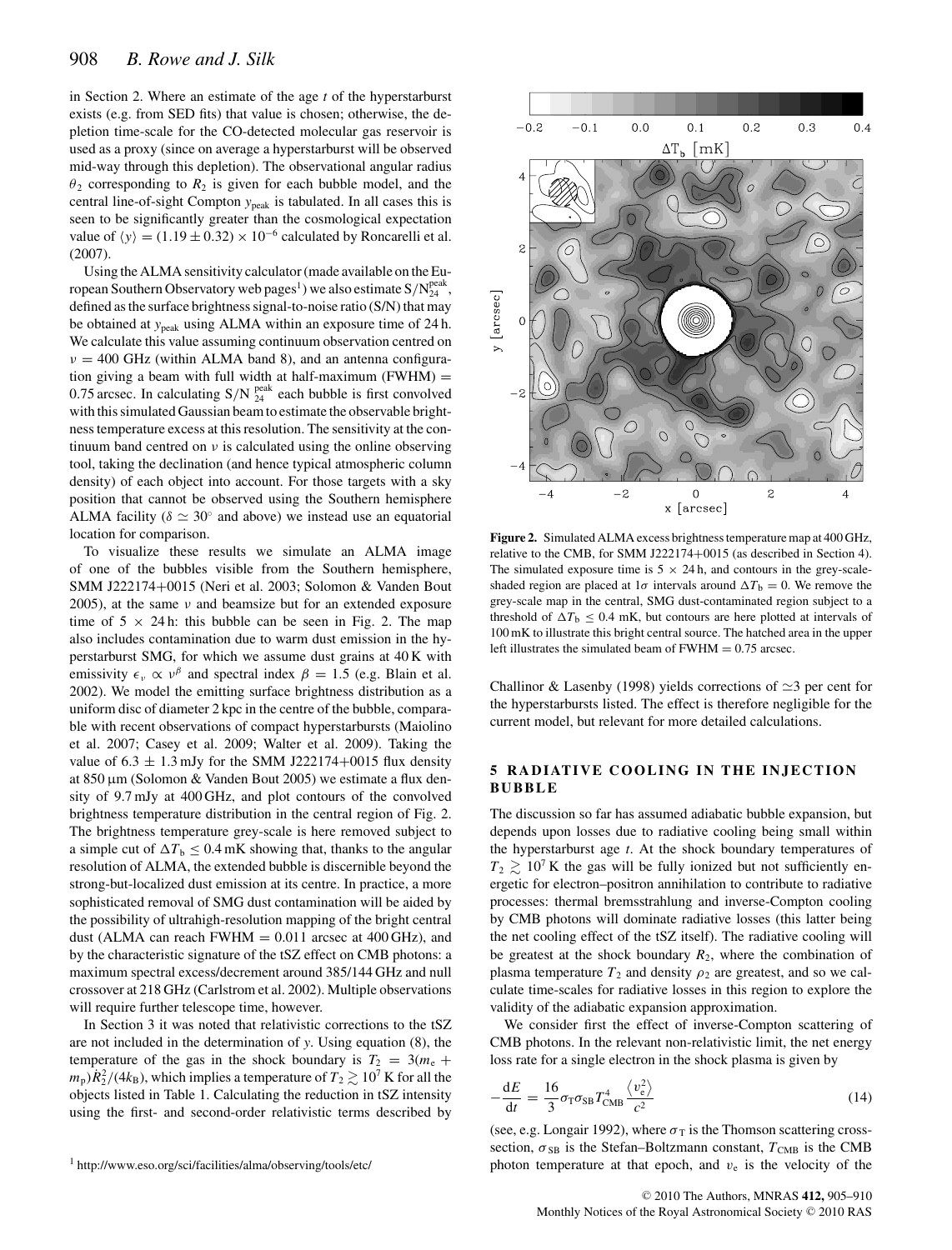in Section 2. Where an estimate of the age $t$ of the hyperstarburst exists (e.g. from SED fits) that value is chosen; otherwise, the depletion time-scale for the CO-detected molecular gas reservoir is used as a proxy (since on average a hyperstarburst will be observed mid-way through this depletion). The observational angular radius $\theta_2$ corresponding to $R_2$ is given for each bubble model, and the central line-of-sight Compton $y_{\rm peak}$ is tabulated. In all cases this is seen to be significantly greater than the cosmological expectation value of $\langle y \rangle = (1.19 \pm 0.32) \times 10^{-6}$ calculated by Roncarelli et al. (2007).

Using the ALMA sensitivity calculator (made available on the European Southern Observatory web pages[1]) we also estimate $S/N_{24}^{\rm peak}$, defined as the surface brightness signal-to-noise ratio (S/N) that may be obtained at $y_{\rm peak}$ using ALMA within an exposure time of 24 h. We calculate this value assuming continuum observation centred on $\nu = 400$ GHz (within ALMA band 8), and an antenna configuration giving a beam with full width at half-maximum (FWHM) = 0.75 arcsec. In calculating $S/N_{24}^{\rm peak}$ each bubble is first convolved with this simulated Gaussian beam to estimate the observable brightness temperature excess at this resolution. The sensitivity at the continuum band centred on $\nu$ is calculated using the online observing tool, taking the declination (and hence typical atmospheric column density) of each object into account. For those targets with a sky position that cannot be observed using the Southern hemisphere ALMA facility ($\delta \simeq 30^\circ$ and above) we instead use an equatorial location for comparison.

To visualize these results we simulate an ALMA image of one of the bubbles visible from the Southern hemisphere, SMM J222174+0015 (Neri et al. 2003; Solomon & Vanden Bout 2005), at the same $\nu$ and beamsize but for an extended exposure time of $5 \times 24$ h: this bubble can be seen in Fig. 2. The map also includes contamination due to warm dust emission in the hyperstarburst SMG, for which we assume dust grains at 40 K with emissivity $\epsilon_\nu \propto \nu^\beta$ and spectral index $\beta = 1.5$ (e.g. Blain et al. 2002). We model the emitting surface brightness distribution as a uniform disc of diameter 2 kpc in the centre of the bubble, comparable with recent observations of compact hyperstarbursts (Maiolino et al. 2007; Casey et al. 2009; Walter et al. 2009). Taking the value of $6.3 \pm 1.3$ mJy for the SMM J222174+0015 flux density at 850 μm (Solomon & Vanden Bout 2005) we estimate a flux density of 9.7 mJy at 400 GHz, and plot contours of the convolved brightness temperature distribution in the central region of Fig. 2. The brightness temperature grey-scale is here removed subject to a simple cut of $\Delta T_{\rm b} \leq 0.4$ mK showing that, thanks to the angular resolution of ALMA, the extended bubble is discernible beyond the strong-but-localized dust emission at its centre. In practice, a more sophisticated removal of SMG dust contamination will be aided by the possibility of ultrahigh-resolution mapping of the bright central dust (ALMA can reach FWHM = 0.011 arcsec at 400 GHz), and by the characteristic signature of the tSZ effect on CMB photons: a maximum spectral excess/decrement around 385/144 GHz and null crossover at 218 GHz (Carlstrom et al. 2002). Multiple observations will require further telescope time, however.

In Section 3 it was noted that relativistic corrections to the tSZ are not included in the determination of $y$. Using equation (8), the temperature of the gas in the shock boundary is $T_2 = 3(m_{\rm e} + m_{\rm p})\dot{R}_2^2/(4k_{\rm B})$, which implies a temperature of $T_2 \gtrsim 10^7$ K for all the objects listed in Table 1. Calculating the reduction in tSZ intensity using the first- and second-order relativistic terms described by Challinor & Lasenby (1998) yields corrections of $\simeq$3 per cent for the hyperstarbursts listed. The effect is therefore negligible for the current model, but relevant for more detailed calculations.

**Figure 2.** Simulated ALMA excess brightness temperature map at 400 GHz, relative to the CMB, for SMM J222174+0015 (as described in Section 4). The simulated exposure time is $5 \times 24$ h, and contours in the grey-scale-shaded region are placed at 1$\sigma$ intervals around $\Delta T_{\rm b} = 0$. We remove the grey-scale map in the central, SMG dust-contaminated region subject to a threshold of $\Delta T_{\rm b} \leq 0.4$ mK, but contours are here plotted at intervals of 100 mK to illustrate this bright central source. The hatched area in the upper left illustrates the simulated beam of FWHM = 0.75 arcsec.

## 5 RADIATIVE COOLING IN THE INJECTION BUBBLE

The discussion so far has assumed adiabatic bubble expansion, but depends upon losses due to radiative cooling being small within the hyperstarburst age $t$. At the shock boundary temperatures of $T_2 \gtrsim 10^7$ K the gas will be fully ionized but not sufficiently energetic for electron–positron annihilation to contribute to radiative processes: thermal bremsstrahlung and inverse-Compton cooling by CMB photons will dominate radiative losses (this latter being the net cooling effect of the tSZ itself). The radiative cooling will be greatest at the shock boundary $R_2$, where the combination of plasma temperature $T_2$ and density $\rho_2$ are greatest, and so we calculate time-scales for radiative losses in this region to explore the validity of the adiabatic expansion approximation.

We consider first the effect of inverse-Compton scattering of CMB photons. In the relevant non-relativistic limit, the net energy loss rate for a single electron in the shock plasma is given by

$$-\frac{{\rm d}E}{{\rm d}t} = \frac{16}{3}\sigma_{\rm T}\sigma_{\rm SB}T_{\rm CMB}^4\frac{\langle v_{\rm e}^2\rangle}{c^2} \tag{14}$$

(see, e.g. Longair 1992), where $\sigma_{\rm T}$ is the Thomson scattering cross-section, $\sigma_{\rm SB}$ is the Stefan–Boltzmann constant, $T_{\rm CMB}$ is the CMB photon temperature at that epoch, and $v_{\rm e}$ is the velocity of the

[1] http://www.eso.org/sci/facilities/alma/observing/tools/etc/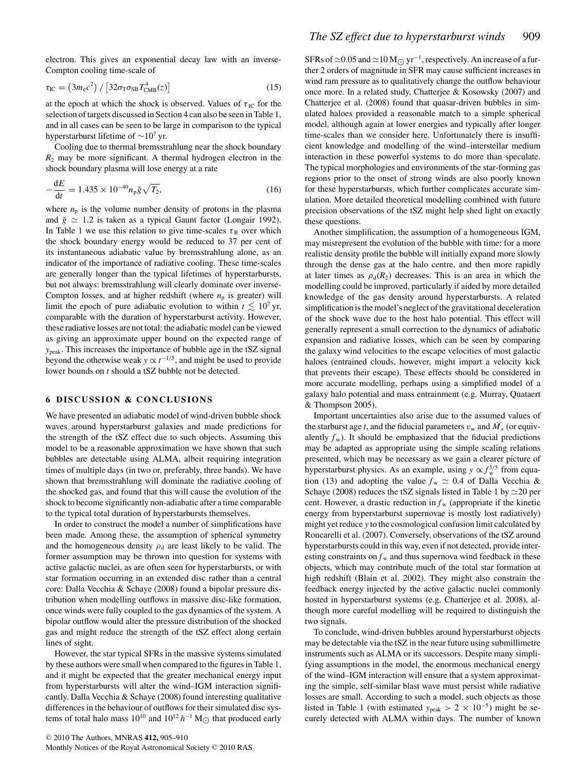electron. This gives an exponential decay law with an inverse-Compton cooling time-scale of

$$\tau_{\rm IC} = \left(3m_{\rm e}c^2\right) / \left[32\sigma_{\rm T}\sigma_{\rm SB}T^4_{\rm CMB}(z)\right] \tag{15}$$

at the epoch at which the shock is observed. Values of $\tau_{\rm IC}$ for the selection of targets discussed in Section 4 can also be seen in Table 1, and in all cases can be seen to be large in comparison to the typical hyperstarburst lifetime of $\sim 10^7$ yr.

Cooling due to thermal bremsstrahlung near the shock boundary $R_2$ may be more significant. A thermal hydrogen electron in the shock boundary plasma will lose energy at a rate

$$-\frac{{\rm d}E}{{\rm d}t} = 1.435 \times 10^{-40} n_{\rm p} \bar{g} \sqrt{T_2}, \tag{16}$$

where $n_{\rm p}$ is the volume number density of protons in the plasma and $\bar{g} \simeq 1.2$ is taken as a typical Gaunt factor (Longair 1992). In Table 1 we use this relation to give time-scales $\tau_{\rm B}$ over which the shock boundary energy would be reduced to 37 per cent of its instantaneous adiabatic value by bremsstrahlung alone, as an indicator of the importance of radiative cooling. These time-scales are generally longer than the typical lifetimes of hyperstarbursts, but not always: bremsstrahlung will clearly dominate over inverse-Compton losses, and at higher redshift (where $n_{\rm p}$ is greater) will limit the epoch of pure adiabatic evolution to within $t \lesssim 10^7$ yr, comparable with the duration of hyperstarburst activity. However, these radiative losses are not total: the adiabatic model can be viewed as giving an approximate upper bound on the expected range of $y_{\rm peak}$. This increases the importance of bubble age in the tSZ signal beyond the otherwise weak $y \propto t^{-1/5}$, and might be used to provide lower bounds on $t$ should a tSZ bubble not be detected.

## 6 DISCUSSION & CONCLUSIONS

We have presented an adiabatic model of wind-driven bubble shock waves around hyperstarburst galaxies and made predictions for the strength of the tSZ effect due to such objects. Assuming this model to be a reasonable approximation we have shown that such bubbles are detectable using ALMA, albeit requiring integration times of multiple days (in two or, preferably, three bands). We have shown that bremsstrahlung will dominate the radiative cooling of the shocked gas, and found that this will cause the evolution of the shock to become significantly non-adiabatic after a time comparable to the typical total duration of hyperstarbursts themselves.

In order to construct the model a number of simplifications have been made. Among these, the assumption of spherical symmetry and the homogeneous density $\rho_{\rm d}$ are least likely to be valid. The former assumption may be thrown into question for systems with active galactic nuclei, as are often seen for hyperstarbursts, or with star formation occurring in an extended disc rather than a central core: Dalla Vecchia & Schaye (2008) found a bipolar pressure distribution when modelling outflows in massive disc-like formation, once winds were fully coupled to the gas dynamics of the system. A bipolar outflow would alter the pressure distribution of the shocked gas and might reduce the strength of the tSZ effect along certain lines of sight.

However, the star typical SFRs in the massive systems simulated by these authors were small when compared to the figures in Table 1, and it might be expected that the greater mechanical energy input from hyperstarbursts will alter the wind–IGM interaction significantly. Dalla Vecchia & Schaye (2008) found interesting qualitative differences in the behaviour of outflows for their simulated disc systems of total halo mass $10^{10}$ and $10^{12}\,h^{-1}\,{\rm M}_{\odot}$ that produced early SFRs of $\simeq 0.05$ and $\simeq 10\,{\rm M}_{\odot}\,{\rm yr}^{-1}$, respectively. An increase of a further 2 orders of magnitude in SFR may cause sufficient increases in wind ram pressure as to qualitatively change the outflow behaviour once more. In a related study, Chatterjee & Kosowsky (2007) and Chatterjee et al. (2008) found that quasar-driven bubbles in simulated haloes provided a reasonable match to a simple spherical model, although again at lower energies and typically after longer time-scales than we consider here. Unfortunately there is insufficient knowledge and modelling of the wind–interstellar medium interaction in these powerful systems to do more than speculate. The typical morphologies and environments of the star-forming gas regions prior to the onset of strong winds are also poorly known for these hyperstarbursts, which further complicates accurate simulation. More detailed theoretical modelling combined with future precision observations of the tSZ might help shed light on exactly these questions.

Another simplification, the assumption of a homogeneous IGM, may misrepresent the evolution of the bubble with time: for a more realistic density profile the bubble will initially expand more slowly through the dense gas at the halo centre, and then more rapidly at later times as $\rho_{\rm d}(R_2)$ decreases. This is an area in which the modelling could be improved, particularly if aided by more detailed knowledge of the gas density around hyperstarbursts. A related simplification is the model's neglect of the gravitational deceleration of the shock wave due to the host halo potential. This effect will generally represent a small correction to the dynamics of adiabatic expansion and radiative losses, which can be seen by comparing the galaxy wind velocities to the escape velocities of most galactic haloes (entrained clouds, however, might impart a velocity kick that prevents their escape). These effects should be considered in more accurate modelling, perhaps using a simplified model of a galaxy halo potential and mass entrainment (e.g. Murray, Quataert & Thompson 2005).

Important uncertainties also arise due to the assumed values of the starburst age $t$, and the fiducial parameters $v_{\rm w}$ and $\dot{M}_*$ (or equivalently $f_{\rm w}$). It should be emphasized that the fiducial predictions may be adapted as appropriate using the simple scaling relations presented, which may be necessary as we gain a clearer picture of hyperstarburst physics. As an example, using $y \propto f_{\rm w}^{3/5}$ from equation (13) and adopting the value $f_{\rm w} \simeq 0.4$ of Dalla Vecchia & Schaye (2008) reduces the tSZ signals listed in Table 1 by $\simeq 20$ per cent. However, a drastic reduction in $f_{\rm w}$ (appropriate if the kinetic energy from hyperstarburst supernovae is mostly lost radiatively) might yet reduce $y$ to the cosmological confusion limit calculated by Roncarelli et al. (2007). Conversely, observations of the tSZ around hyperstarbursts could in this way, even if not detected, provide interesting constraints on $f_{\rm w}$ and thus supernova wind feedback in these objects, which may contribute much of the total star formation at high redshift (Blain et al. 2002). They might also constrain the feedback energy injected by the active galactic nuclei commonly hosted in hyperstarburst systems (e.g. Chatterjee et al. 2008), although more careful modelling will be required to distinguish the two signals.

To conclude, wind-driven bubbles around hyperstarburst objects may be detectable via the tSZ in the near future using submillimetre instruments such as ALMA or its successors. Despite many simplifying assumptions in the model, the enormous mechanical energy of the wind–IGM interaction will ensure that a system approximating the simple, self-similar blast wave must persist while radiative losses are small. According to such a model, such objects as those listed in Table 1 (with estimated $y_{\rm peak} > 2 \times 10^{-5}$) might be securely detected with ALMA within days. The number of known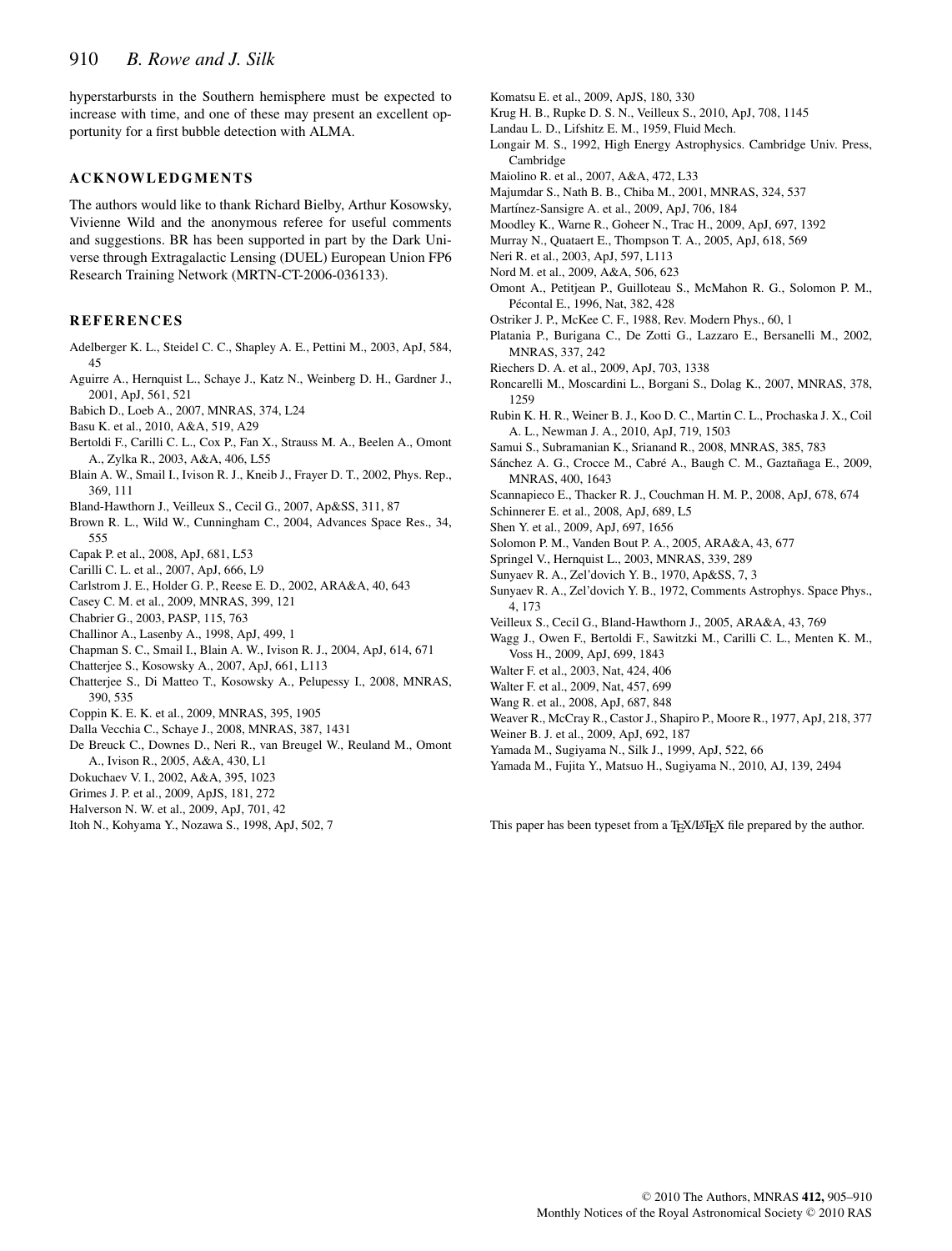hyperstarbursts in the Southern hemisphere must be expected to increase with time, and one of these may present an excellent opportunity for a first bubble detection with ALMA.

## ACKNOWLEDGMENTS

The authors would like to thank Richard Bielby, Arthur Kosowsky, Vivienne Wild and the anonymous referee for useful comments and suggestions. BR has been supported in part by the Dark Universe through Extragalactic Lensing (DUEL) European Union FP6 Research Training Network (MRTN-CT-2006-036133).

## REFERENCES

Adelberger K. L., Steidel C. C., Shapley A. E., Pettini M., 2003, ApJ, 584, 45

Aguirre A., Hernquist L., Schaye J., Katz N., Weinberg D. H., Gardner J., 2001, ApJ, 561, 521

Babich D., Loeb A., 2007, MNRAS, 374, L24

Basu K. et al., 2010, A&A, 519, A29

Bertoldi F., Carilli C. L., Cox P., Fan X., Strauss M. A., Beelen A., Omont A., Zylka R., 2003, A&A, 406, L55

Blain A. W., Smail I., Ivison R. J., Kneib J., Frayer D. T., 2002, Phys. Rep., 369, 111

Bland-Hawthorn J., Veilleux S., Cecil G., 2007, Ap&SS, 311, 87

Brown R. L., Wild W., Cunningham C., 2004, Advances Space Res., 34, 555

Capak P. et al., 2008, ApJ, 681, L53

Carilli C. L. et al., 2007, ApJ, 666, L9

Carlstrom J. E., Holder G. P., Reese E. D., 2002, ARA&A, 40, 643

Casey C. M. et al., 2009, MNRAS, 399, 121

Chabrier G., 2003, PASP, 115, 763

Challinor A., Lasenby A., 1998, ApJ, 499, 1

Chapman S. C., Smail I., Blain A. W., Ivison R. J., 2004, ApJ, 614, 671

Chatterjee S., Kosowsky A., 2007, ApJ, 661, L113

Chatterjee S., Di Matteo T., Kosowsky A., Pelupessy I., 2008, MNRAS, 390, 535

Coppin K. E. K. et al., 2009, MNRAS, 395, 1905

Dalla Vecchia C., Schaye J., 2008, MNRAS, 387, 1431

De Breuck C., Downes D., Neri R., van Breugel W., Reuland M., Omont A., Ivison R., 2005, A&A, 430, L1

Dokuchaev V. I., 2002, A&A, 395, 1023

Grimes J. P. et al., 2009, ApJS, 181, 272

Halverson N. W. et al., 2009, ApJ, 701, 42

Itoh N., Kohyama Y., Nozawa S., 1998, ApJ, 502, 7

Komatsu E. et al., 2009, ApJS, 180, 330

Krug H. B., Rupke D. S. N., Veilleux S., 2010, ApJ, 708, 1145

Landau L. D., Lifshitz E. M., 1959, Fluid Mech.

Longair M. S., 1992, High Energy Astrophysics. Cambridge Univ. Press, Cambridge

Maiolino R. et al., 2007, A&A, 472, L33

Majumdar S., Nath B. B., Chiba M., 2001, MNRAS, 324, 537

Martínez-Sansigre A. et al., 2009, ApJ, 706, 184

Moodley K., Warne R., Goheer N., Trac H., 2009, ApJ, 697, 1392

Murray N., Quataert E., Thompson T. A., 2005, ApJ, 618, 569

Neri R. et al., 2003, ApJ, 597, L113

Nord M. et al., 2009, A&A, 506, 623

Omont A., Petitjean P., Guilloteau S., McMahon R. G., Solomon P. M., Pécontal E., 1996, Nat, 382, 428

Ostriker J. P., McKee C. F., 1988, Rev. Modern Phys., 60, 1

Platania P., Burigana C., De Zotti G., Lazzaro E., Bersanelli M., 2002, MNRAS, 337, 242

Riechers D. A. et al., 2009, ApJ, 703, 1338

Roncarelli M., Moscardini L., Borgani S., Dolag K., 2007, MNRAS, 378, 1259

Rubin K. H. R., Weiner B. J., Koo D. C., Martin C. L., Prochaska J. X., Coil A. L., Newman J. A., 2010, ApJ, 719, 1503

Samui S., Subramanian K., Srianand R., 2008, MNRAS, 385, 783

Sánchez A. G., Crocce M., Cabré A., Baugh C. M., Gaztañaga E., 2009, MNRAS, 400, 1643

Scannapieco E., Thacker R. J., Couchman H. M. P., 2008, ApJ, 678, 674

Schinnerer E. et al., 2008, ApJ, 689, L5

Shen Y. et al., 2009, ApJ, 697, 1656

Solomon P. M., Vanden Bout P. A., 2005, ARA&A, 43, 677

Springel V., Hernquist L., 2003, MNRAS, 339, 289

Sunyaev R. A., Zel'dovich Y. B., 1970, Ap&SS, 7, 3

Sunyaev R. A., Zel'dovich Y. B., 1972, Comments Astrophys. Space Phys., 4, 173

Veilleux S., Cecil G., Bland-Hawthorn J., 2005, ARA&A, 43, 769

Wagg J., Owen F., Bertoldi F., Sawitzki M., Carilli C. L., Menten K. M., Voss H., 2009, ApJ, 699, 1843

Walter F. et al., 2003, Nat, 424, 406

Walter F. et al., 2009, Nat, 457, 699

Wang R. et al., 2008, ApJ, 687, 848

Weaver R., McCray R., Castor J., Shapiro P., Moore R., 1977, ApJ, 218, 377

Weiner B. J. et al., 2009, ApJ, 692, 187

Yamada M., Sugiyama N., Silk J., 1999, ApJ, 522, 66

Yamada M., Fujita Y., Matsuo H., Sugiyama N., 2010, AJ, 139, 2494

This paper has been typeset from a TEX/LATEX file prepared by the author.